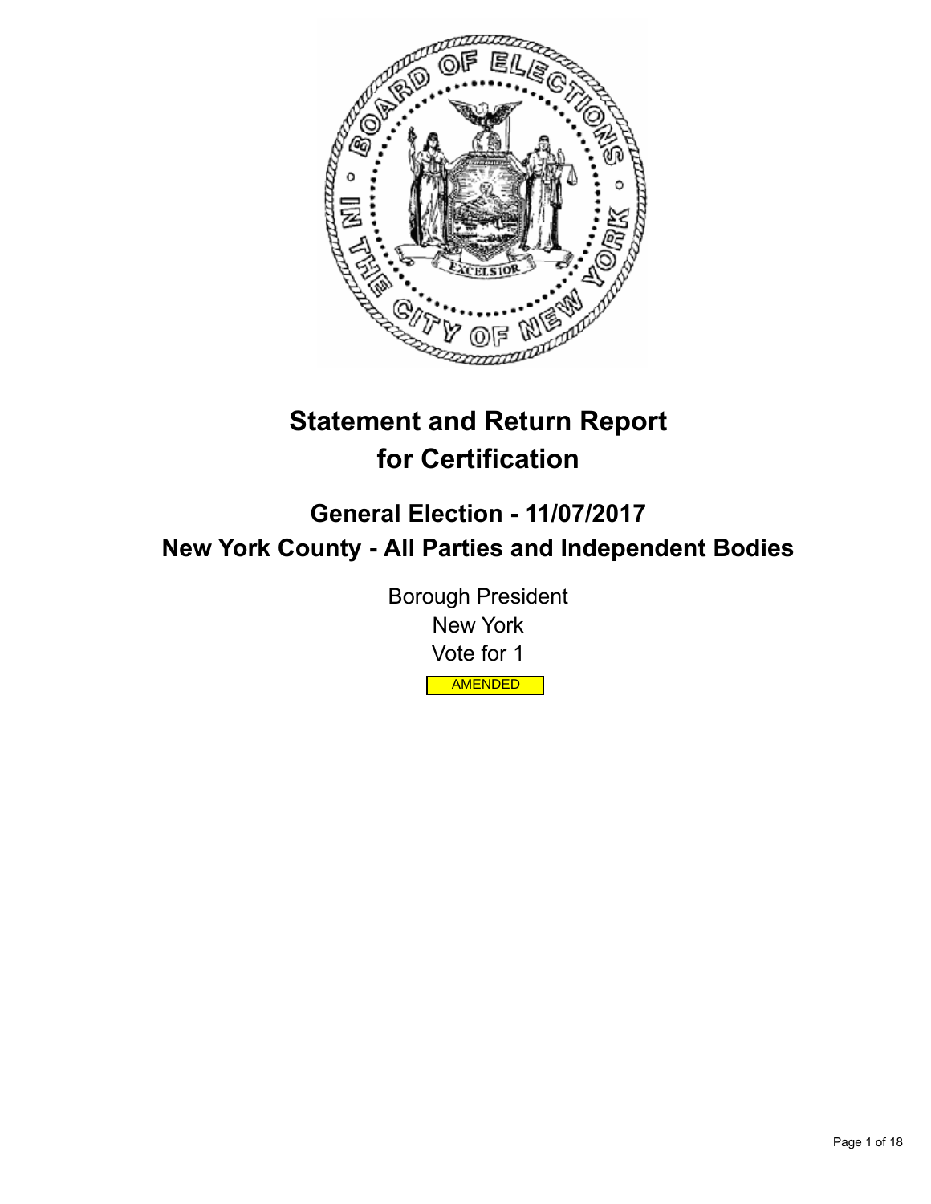# Statement and Return Report for Certification

## General Election - 11/07/2017

## New York County - All Parties and Independent Bodies

Borough President

New York

Vote for 1

AMENDED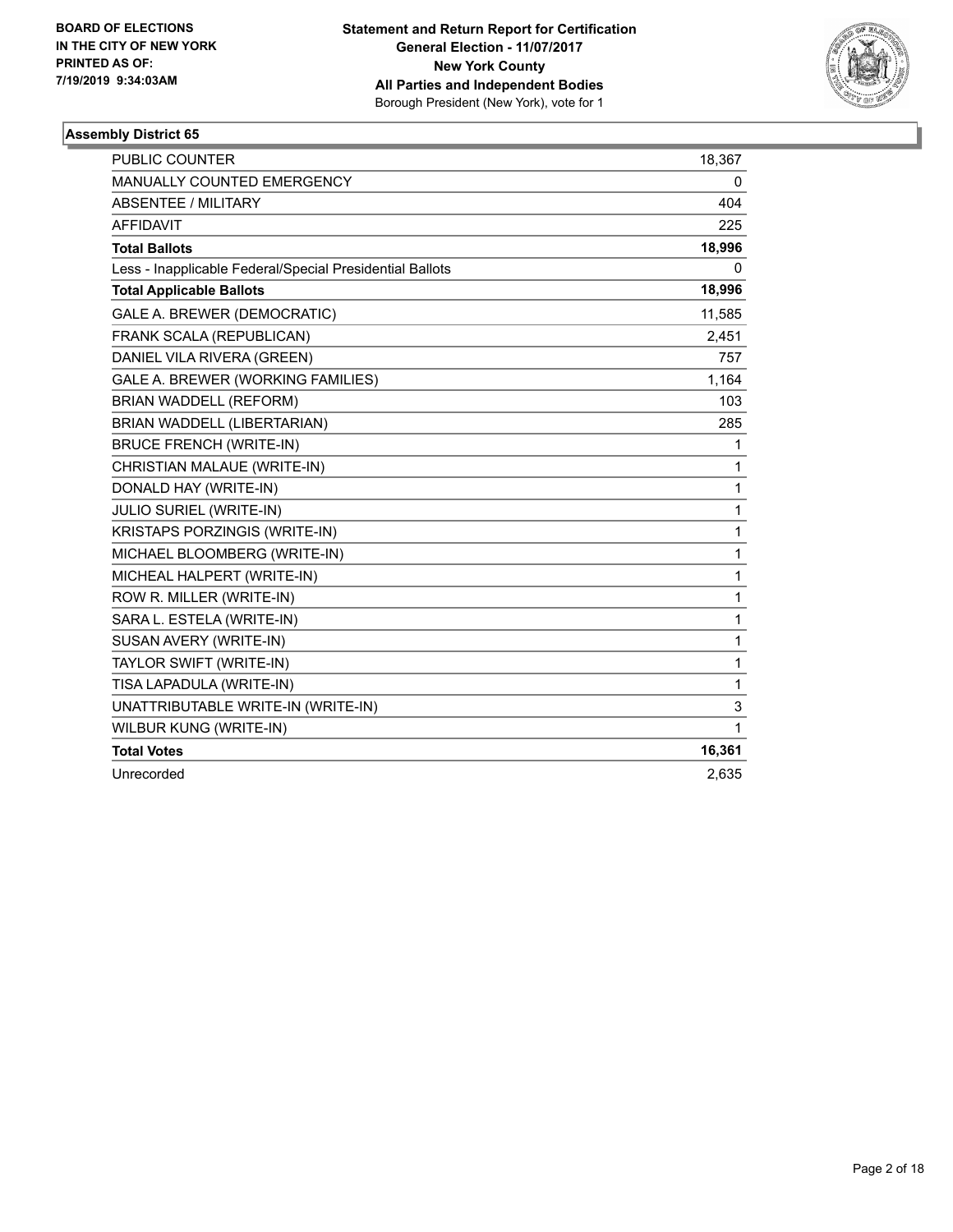BOARD OF ELECTIONS
IN THE CITY OF NEW YORK
PRINTED AS OF:
7/19/2019 9:34:03AM

**Statement and Return Report for Certification**
**General Election - 11/07/2017**
**New York County**
**All Parties and Independent Bodies**
Borough President (New York), vote for 1

### Assembly District 65

| | |
|---|---|
| PUBLIC COUNTER | 18,367 |
| MANUALLY COUNTED EMERGENCY | 0 |
| ABSENTEE / MILITARY | 404 |
| AFFIDAVIT | 225 |
| **Total Ballots** | **18,996** |
| Less - Inapplicable Federal/Special Presidential Ballots | 0 |
| **Total Applicable Ballots** | **18,996** |
| GALE A. BREWER (DEMOCRATIC) | 11,585 |
| FRANK SCALA (REPUBLICAN) | 2,451 |
| DANIEL VILA RIVERA (GREEN) | 757 |
| GALE A. BREWER (WORKING FAMILIES) | 1,164 |
| BRIAN WADDELL (REFORM) | 103 |
| BRIAN WADDELL (LIBERTARIAN) | 285 |
| BRUCE FRENCH (WRITE-IN) | 1 |
| CHRISTIAN MALAUE (WRITE-IN) | 1 |
| DONALD HAY (WRITE-IN) | 1 |
| JULIO SURIEL (WRITE-IN) | 1 |
| KRISTAPS PORZINGIS (WRITE-IN) | 1 |
| MICHAEL BLOOMBERG (WRITE-IN) | 1 |
| MICHEAL HALPERT (WRITE-IN) | 1 |
| ROW R. MILLER (WRITE-IN) | 1 |
| SARA L. ESTELA (WRITE-IN) | 1 |
| SUSAN AVERY (WRITE-IN) | 1 |
| TAYLOR SWIFT (WRITE-IN) | 1 |
| TISA LAPADULA (WRITE-IN) | 1 |
| UNATTRIBUTABLE WRITE-IN (WRITE-IN) | 3 |
| WILBUR KUNG (WRITE-IN) | 1 |
| **Total Votes** | **16,361** |
| Unrecorded | 2,635 |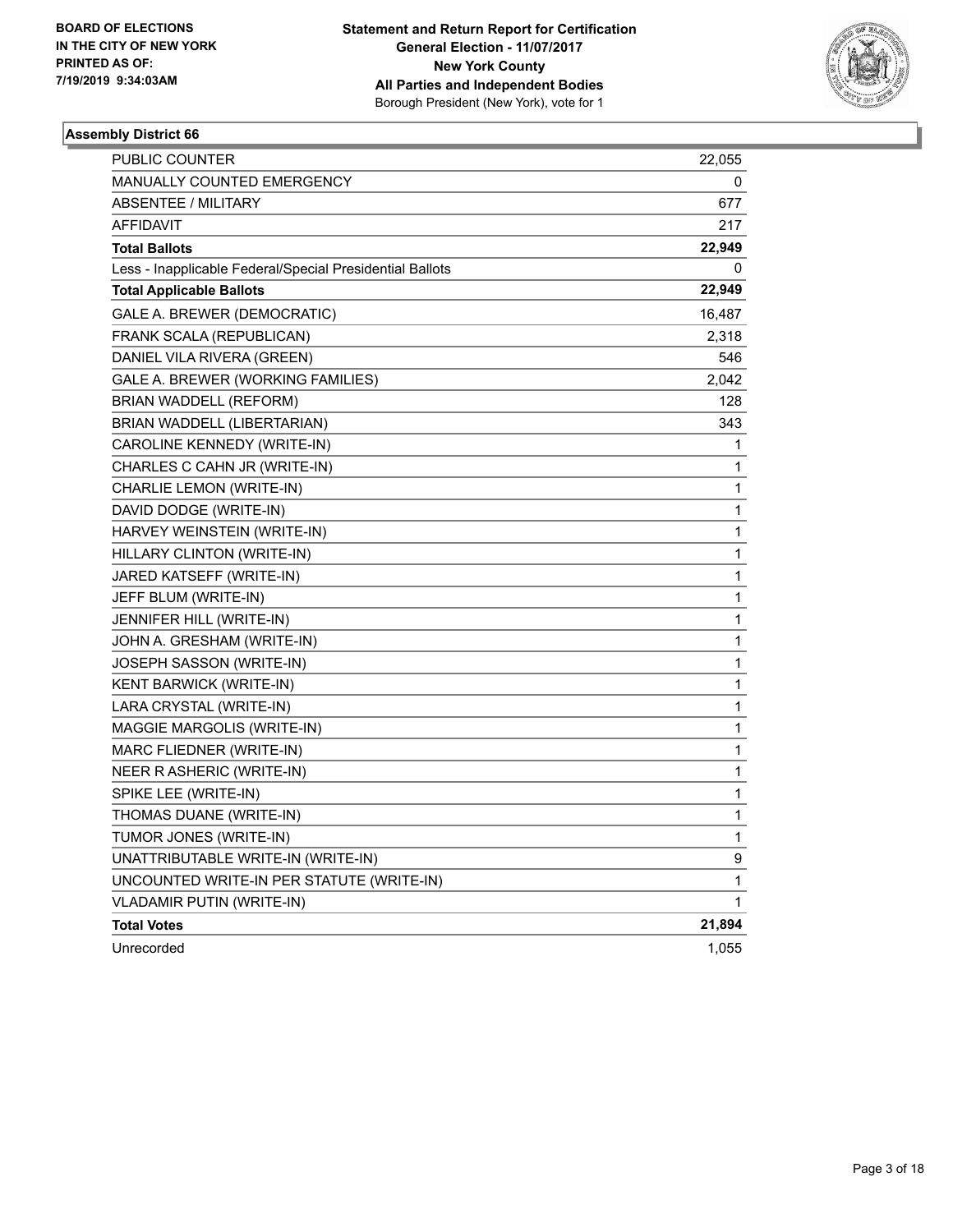BOARD OF ELECTIONS
IN THE CITY OF NEW YORK
PRINTED AS OF:
7/19/2019 9:34:03AM

**Statement and Return Report for Certification**
**General Election - 11/07/2017**
**New York County**
**All Parties and Independent Bodies**
Borough President (New York), vote for 1

### Assembly District 66

| | |
|---|---|
| PUBLIC COUNTER | 22,055 |
| MANUALLY COUNTED EMERGENCY | 0 |
| ABSENTEE / MILITARY | 677 |
| AFFIDAVIT | 217 |
| **Total Ballots** | **22,949** |
| Less - Inapplicable Federal/Special Presidential Ballots | 0 |
| **Total Applicable Ballots** | **22,949** |
| GALE A. BREWER (DEMOCRATIC) | 16,487 |
| FRANK SCALA (REPUBLICAN) | 2,318 |
| DANIEL VILA RIVERA (GREEN) | 546 |
| GALE A. BREWER (WORKING FAMILIES) | 2,042 |
| BRIAN WADDELL (REFORM) | 128 |
| BRIAN WADDELL (LIBERTARIAN) | 343 |
| CAROLINE KENNEDY (WRITE-IN) | 1 |
| CHARLES C CAHN JR (WRITE-IN) | 1 |
| CHARLIE LEMON (WRITE-IN) | 1 |
| DAVID DODGE (WRITE-IN) | 1 |
| HARVEY WEINSTEIN (WRITE-IN) | 1 |
| HILLARY CLINTON (WRITE-IN) | 1 |
| JARED KATSEFF (WRITE-IN) | 1 |
| JEFF BLUM (WRITE-IN) | 1 |
| JENNIFER HILL (WRITE-IN) | 1 |
| JOHN A. GRESHAM (WRITE-IN) | 1 |
| JOSEPH SASSON (WRITE-IN) | 1 |
| KENT BARWICK (WRITE-IN) | 1 |
| LARA CRYSTAL (WRITE-IN) | 1 |
| MAGGIE MARGOLIS (WRITE-IN) | 1 |
| MARC FLIEDNER (WRITE-IN) | 1 |
| NEER R ASHERIC (WRITE-IN) | 1 |
| SPIKE LEE (WRITE-IN) | 1 |
| THOMAS DUANE (WRITE-IN) | 1 |
| TUMOR JONES (WRITE-IN) | 1 |
| UNATTRIBUTABLE WRITE-IN (WRITE-IN) | 9 |
| UNCOUNTED WRITE-IN PER STATUTE (WRITE-IN) | 1 |
| VLADAMIR PUTIN (WRITE-IN) | 1 |
| **Total Votes** | **21,894** |
| Unrecorded | 1,055 |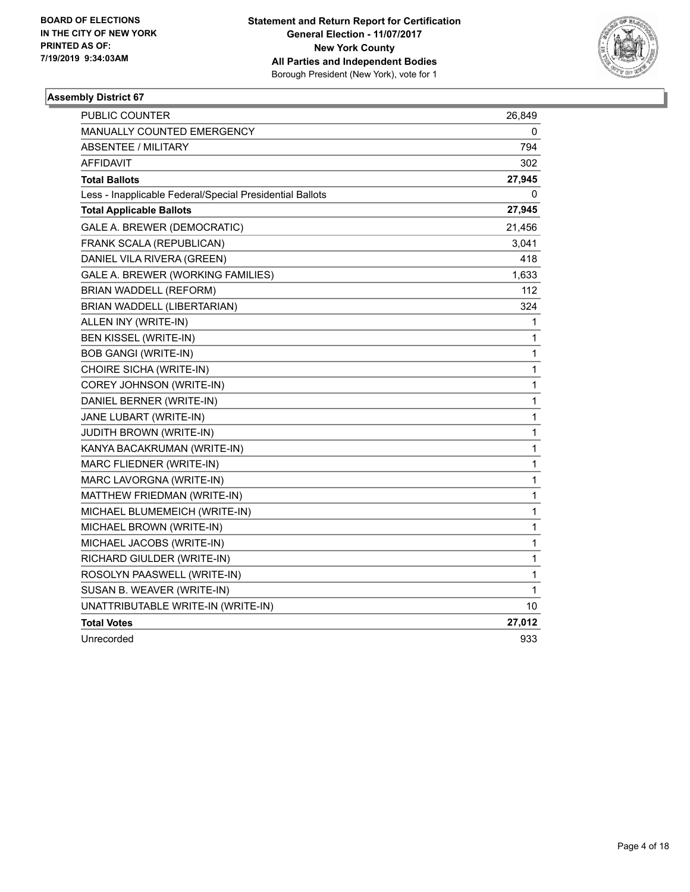BOARD OF ELECTIONS
IN THE CITY OF NEW YORK
PRINTED AS OF:
7/19/2019 9:34:03AM

**Statement and Return Report for Certification**
**General Election - 11/07/2017**
**New York County**
**All Parties and Independent Bodies**
Borough President (New York), vote for 1

### Assembly District 67

| | |
|---|---|
| PUBLIC COUNTER | 26,849 |
| MANUALLY COUNTED EMERGENCY | 0 |
| ABSENTEE / MILITARY | 794 |
| AFFIDAVIT | 302 |
| **Total Ballots** | **27,945** |
| Less - Inapplicable Federal/Special Presidential Ballots | 0 |
| **Total Applicable Ballots** | **27,945** |
| GALE A. BREWER (DEMOCRATIC) | 21,456 |
| FRANK SCALA (REPUBLICAN) | 3,041 |
| DANIEL VILA RIVERA (GREEN) | 418 |
| GALE A. BREWER (WORKING FAMILIES) | 1,633 |
| BRIAN WADDELL (REFORM) | 112 |
| BRIAN WADDELL (LIBERTARIAN) | 324 |
| ALLEN INY (WRITE-IN) | 1 |
| BEN KISSEL (WRITE-IN) | 1 |
| BOB GANGI (WRITE-IN) | 1 |
| CHOIRE SICHA (WRITE-IN) | 1 |
| COREY JOHNSON (WRITE-IN) | 1 |
| DANIEL BERNER (WRITE-IN) | 1 |
| JANE LUBART (WRITE-IN) | 1 |
| JUDITH BROWN (WRITE-IN) | 1 |
| KANYA BACAKRUMAN (WRITE-IN) | 1 |
| MARC FLIEDNER (WRITE-IN) | 1 |
| MARC LAVORGNA (WRITE-IN) | 1 |
| MATTHEW FRIEDMAN (WRITE-IN) | 1 |
| MICHAEL BLUMEMEICH (WRITE-IN) | 1 |
| MICHAEL BROWN (WRITE-IN) | 1 |
| MICHAEL JACOBS (WRITE-IN) | 1 |
| RICHARD GIULDER (WRITE-IN) | 1 |
| ROSOLYN PAASWELL (WRITE-IN) | 1 |
| SUSAN B. WEAVER (WRITE-IN) | 1 |
| UNATTRIBUTABLE WRITE-IN (WRITE-IN) | 10 |
| **Total Votes** | **27,012** |
| Unrecorded | 933 |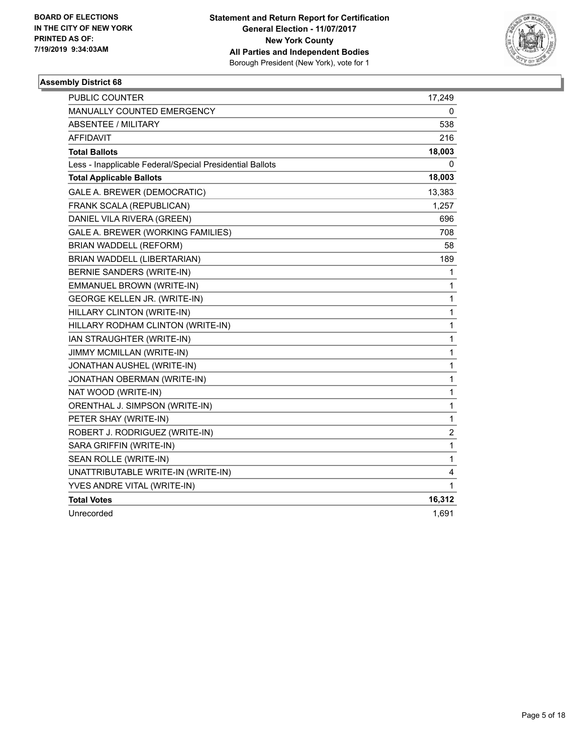BOARD OF ELECTIONS
IN THE CITY OF NEW YORK
PRINTED AS OF:
7/19/2019 9:34:03AM

**Statement and Return Report for Certification**
**General Election - 11/07/2017**
**New York County**
**All Parties and Independent Bodies**
Borough President (New York), vote for 1

### Assembly District 68

| | |
|---|---|
| PUBLIC COUNTER | 17,249 |
| MANUALLY COUNTED EMERGENCY | 0 |
| ABSENTEE / MILITARY | 538 |
| AFFIDAVIT | 216 |
| **Total Ballots** | **18,003** |
| Less - Inapplicable Federal/Special Presidential Ballots | 0 |
| **Total Applicable Ballots** | **18,003** |
| GALE A. BREWER (DEMOCRATIC) | 13,383 |
| FRANK SCALA (REPUBLICAN) | 1,257 |
| DANIEL VILA RIVERA (GREEN) | 696 |
| GALE A. BREWER (WORKING FAMILIES) | 708 |
| BRIAN WADDELL (REFORM) | 58 |
| BRIAN WADDELL (LIBERTARIAN) | 189 |
| BERNIE SANDERS (WRITE-IN) | 1 |
| EMMANUEL BROWN (WRITE-IN) | 1 |
| GEORGE KELLEN JR. (WRITE-IN) | 1 |
| HILLARY CLINTON (WRITE-IN) | 1 |
| HILLARY RODHAM CLINTON (WRITE-IN) | 1 |
| IAN STRAUGHTER (WRITE-IN) | 1 |
| JIMMY MCMILLAN (WRITE-IN) | 1 |
| JONATHAN AUSHEL (WRITE-IN) | 1 |
| JONATHAN OBERMAN (WRITE-IN) | 1 |
| NAT WOOD (WRITE-IN) | 1 |
| ORENTHAL J. SIMPSON (WRITE-IN) | 1 |
| PETER SHAY (WRITE-IN) | 1 |
| ROBERT J. RODRIGUEZ (WRITE-IN) | 2 |
| SARA GRIFFIN (WRITE-IN) | 1 |
| SEAN ROLLE (WRITE-IN) | 1 |
| UNATTRIBUTABLE WRITE-IN (WRITE-IN) | 4 |
| YVES ANDRE VITAL (WRITE-IN) | 1 |
| **Total Votes** | **16,312** |
| Unrecorded | 1,691 |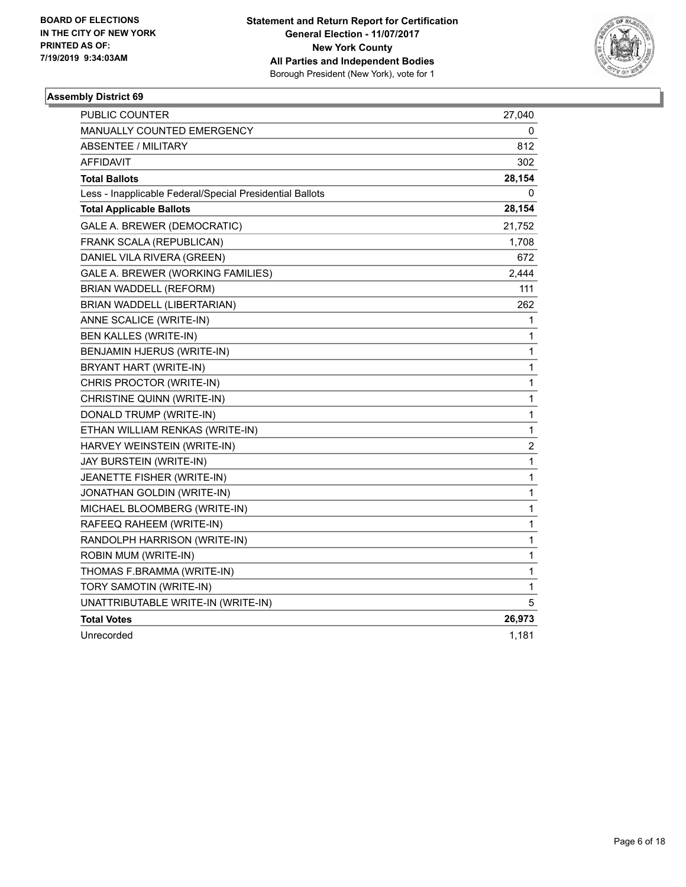BOARD OF ELECTIONS
IN THE CITY OF NEW YORK
PRINTED AS OF:
7/19/2019 9:34:03AM

**Statement and Return Report for Certification**
**General Election - 11/07/2017**
**New York County**
**All Parties and Independent Bodies**
Borough President (New York), vote for 1

### Assembly District 69

| | |
|---|---|
| PUBLIC COUNTER | 27,040 |
| MANUALLY COUNTED EMERGENCY | 0 |
| ABSENTEE / MILITARY | 812 |
| AFFIDAVIT | 302 |
| **Total Ballots** | **28,154** |
| Less - Inapplicable Federal/Special Presidential Ballots | 0 |
| **Total Applicable Ballots** | **28,154** |
| GALE A. BREWER (DEMOCRATIC) | 21,752 |
| FRANK SCALA (REPUBLICAN) | 1,708 |
| DANIEL VILA RIVERA (GREEN) | 672 |
| GALE A. BREWER (WORKING FAMILIES) | 2,444 |
| BRIAN WADDELL (REFORM) | 111 |
| BRIAN WADDELL (LIBERTARIAN) | 262 |
| ANNE SCALICE (WRITE-IN) | 1 |
| BEN KALLES (WRITE-IN) | 1 |
| BENJAMIN HJERUS (WRITE-IN) | 1 |
| BRYANT HART (WRITE-IN) | 1 |
| CHRIS PROCTOR (WRITE-IN) | 1 |
| CHRISTINE QUINN (WRITE-IN) | 1 |
| DONALD TRUMP (WRITE-IN) | 1 |
| ETHAN WILLIAM RENKAS (WRITE-IN) | 1 |
| HARVEY WEINSTEIN (WRITE-IN) | 2 |
| JAY BURSTEIN (WRITE-IN) | 1 |
| JEANETTE FISHER (WRITE-IN) | 1 |
| JONATHAN GOLDIN (WRITE-IN) | 1 |
| MICHAEL BLOOMBERG (WRITE-IN) | 1 |
| RAFEEQ RAHEEM (WRITE-IN) | 1 |
| RANDOLPH HARRISON (WRITE-IN) | 1 |
| ROBIN MUM (WRITE-IN) | 1 |
| THOMAS F.BRAMMA (WRITE-IN) | 1 |
| TORY SAMOTIN (WRITE-IN) | 1 |
| UNATTRIBUTABLE WRITE-IN (WRITE-IN) | 5 |
| **Total Votes** | **26,973** |
| Unrecorded | 1,181 |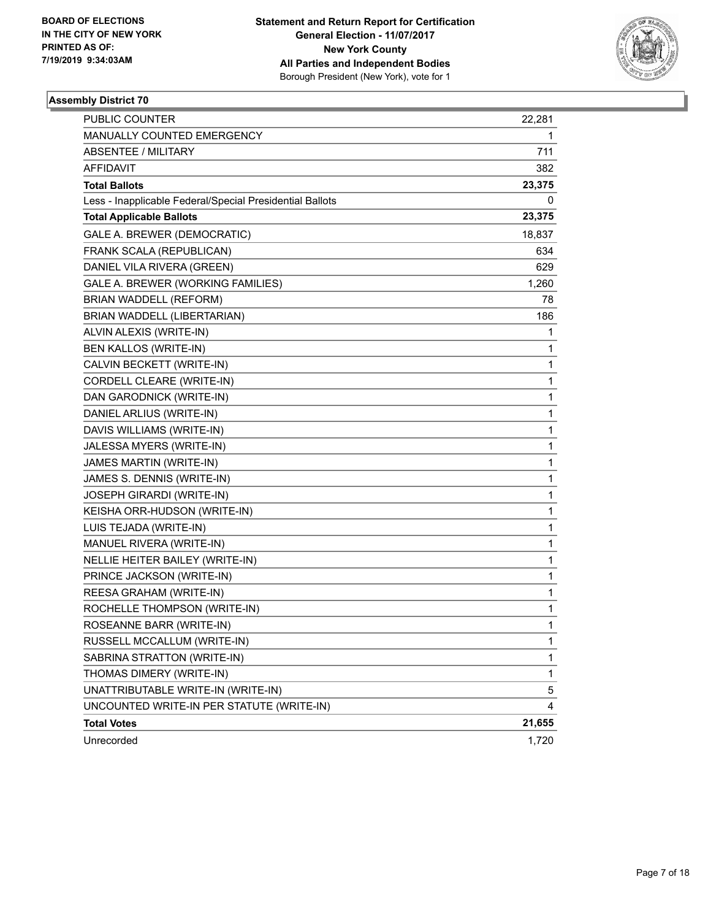BOARD OF ELECTIONS
IN THE CITY OF NEW YORK
PRINTED AS OF:
7/19/2019 9:34:03AM

**Statement and Return Report for Certification**
**General Election - 11/07/2017**
**New York County**
**All Parties and Independent Bodies**
Borough President (New York), vote for 1

### Assembly District 70

| | |
|---|---|
| PUBLIC COUNTER | 22,281 |
| MANUALLY COUNTED EMERGENCY | 1 |
| ABSENTEE / MILITARY | 711 |
| AFFIDAVIT | 382 |
| **Total Ballots** | **23,375** |
| Less - Inapplicable Federal/Special Presidential Ballots | 0 |
| **Total Applicable Ballots** | **23,375** |
| GALE A. BREWER (DEMOCRATIC) | 18,837 |
| FRANK SCALA (REPUBLICAN) | 634 |
| DANIEL VILA RIVERA (GREEN) | 629 |
| GALE A. BREWER (WORKING FAMILIES) | 1,260 |
| BRIAN WADDELL (REFORM) | 78 |
| BRIAN WADDELL (LIBERTARIAN) | 186 |
| ALVIN ALEXIS (WRITE-IN) | 1 |
| BEN KALLOS (WRITE-IN) | 1 |
| CALVIN BECKETT (WRITE-IN) | 1 |
| CORDELL CLEARE (WRITE-IN) | 1 |
| DAN GARODNICK (WRITE-IN) | 1 |
| DANIEL ARLIUS (WRITE-IN) | 1 |
| DAVIS WILLIAMS (WRITE-IN) | 1 |
| JALESSA MYERS (WRITE-IN) | 1 |
| JAMES MARTIN (WRITE-IN) | 1 |
| JAMES S. DENNIS (WRITE-IN) | 1 |
| JOSEPH GIRARDI (WRITE-IN) | 1 |
| KEISHA ORR-HUDSON (WRITE-IN) | 1 |
| LUIS TEJADA (WRITE-IN) | 1 |
| MANUEL RIVERA (WRITE-IN) | 1 |
| NELLIE HEITER BAILEY (WRITE-IN) | 1 |
| PRINCE JACKSON (WRITE-IN) | 1 |
| REESA GRAHAM (WRITE-IN) | 1 |
| ROCHELLE THOMPSON (WRITE-IN) | 1 |
| ROSEANNE BARR (WRITE-IN) | 1 |
| RUSSELL MCCALLUM (WRITE-IN) | 1 |
| SABRINA STRATTON (WRITE-IN) | 1 |
| THOMAS DIMERY (WRITE-IN) | 1 |
| UNATTRIBUTABLE WRITE-IN (WRITE-IN) | 5 |
| UNCOUNTED WRITE-IN PER STATUTE (WRITE-IN) | 4 |
| **Total Votes** | **21,655** |
| Unrecorded | 1,720 |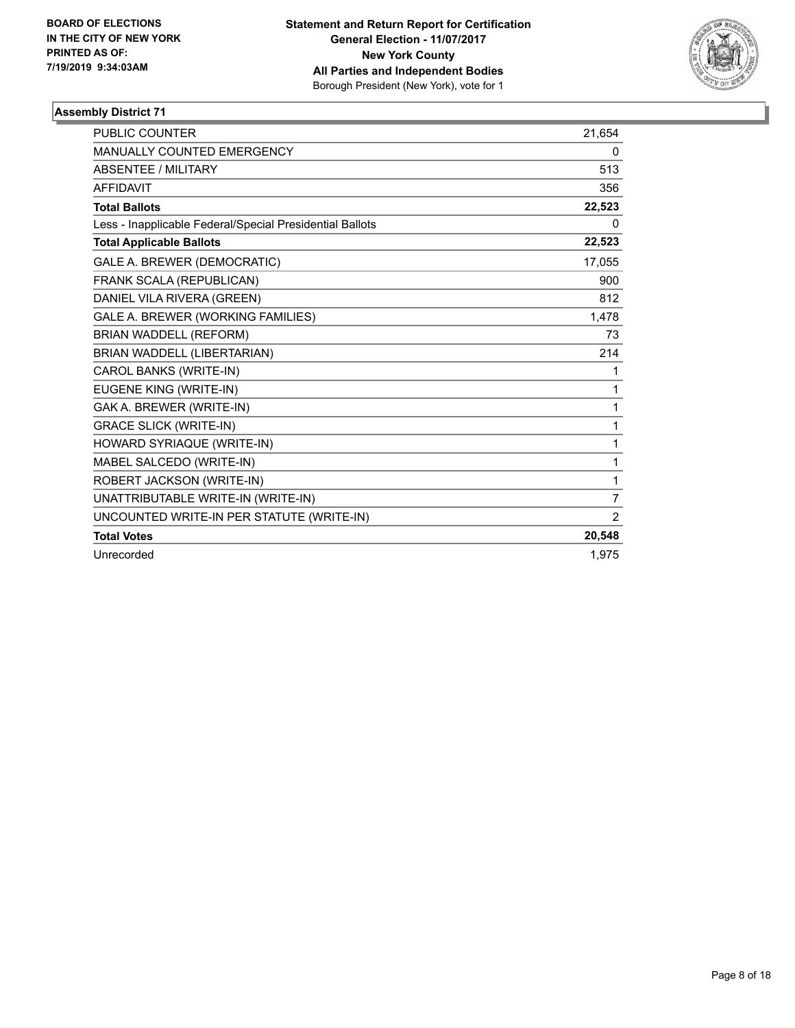**BOARD OF ELECTIONS IN THE CITY OF NEW YORK**
**PRINTED AS OF: 7/19/2019 9:34:03AM**

**Statement and Return Report for Certification**
**General Election - 11/07/2017**
**New York County**
**All Parties and Independent Bodies**
Borough President (New York), vote for 1

### Assembly District 71

| | |
|---|---|
| PUBLIC COUNTER | 21,654 |
| MANUALLY COUNTED EMERGENCY | 0 |
| ABSENTEE / MILITARY | 513 |
| AFFIDAVIT | 356 |
| **Total Ballots** | **22,523** |
| Less - Inapplicable Federal/Special Presidential Ballots | 0 |
| **Total Applicable Ballots** | **22,523** |
| GALE A. BREWER (DEMOCRATIC) | 17,055 |
| FRANK SCALA (REPUBLICAN) | 900 |
| DANIEL VILA RIVERA (GREEN) | 812 |
| GALE A. BREWER (WORKING FAMILIES) | 1,478 |
| BRIAN WADDELL (REFORM) | 73 |
| BRIAN WADDELL (LIBERTARIAN) | 214 |
| CAROL BANKS (WRITE-IN) | 1 |
| EUGENE KING (WRITE-IN) | 1 |
| GAK A. BREWER (WRITE-IN) | 1 |
| GRACE SLICK (WRITE-IN) | 1 |
| HOWARD SYRIAQUE (WRITE-IN) | 1 |
| MABEL SALCEDO (WRITE-IN) | 1 |
| ROBERT JACKSON (WRITE-IN) | 1 |
| UNATTRIBUTABLE WRITE-IN (WRITE-IN) | 7 |
| UNCOUNTED WRITE-IN PER STATUTE (WRITE-IN) | 2 |
| **Total Votes** | **20,548** |
| Unrecorded | 1,975 |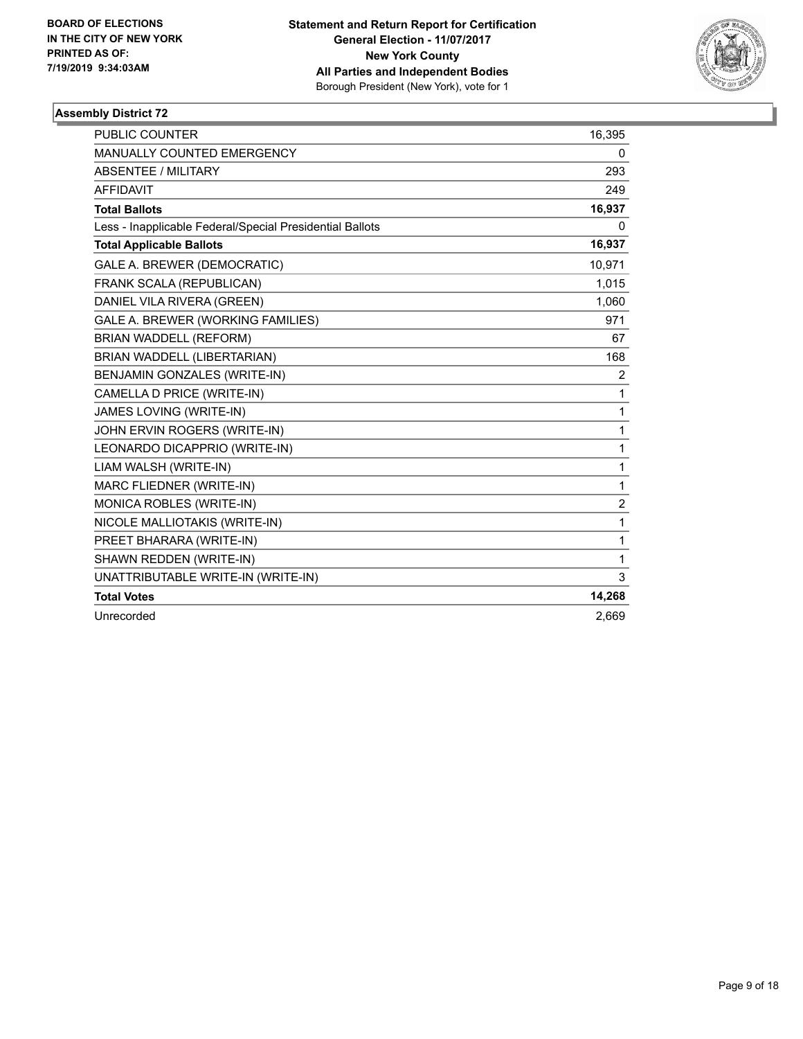**BOARD OF ELECTIONS IN THE CITY OF NEW YORK PRINTED AS OF: 7/19/2019 9:34:03AM**

**Statement and Return Report for Certification General Election - 11/07/2017 New York County All Parties and Independent Bodies**
Borough President (New York), vote for 1

### Assembly District 72

| | |
|---|---|
| PUBLIC COUNTER | 16,395 |
| MANUALLY COUNTED EMERGENCY | 0 |
| ABSENTEE / MILITARY | 293 |
| AFFIDAVIT | 249 |
| **Total Ballots** | **16,937** |
| Less - Inapplicable Federal/Special Presidential Ballots | 0 |
| **Total Applicable Ballots** | **16,937** |
| GALE A. BREWER (DEMOCRATIC) | 10,971 |
| FRANK SCALA (REPUBLICAN) | 1,015 |
| DANIEL VILA RIVERA (GREEN) | 1,060 |
| GALE A. BREWER (WORKING FAMILIES) | 971 |
| BRIAN WADDELL (REFORM) | 67 |
| BRIAN WADDELL (LIBERTARIAN) | 168 |
| BENJAMIN GONZALES (WRITE-IN) | 2 |
| CAMELLA D PRICE (WRITE-IN) | 1 |
| JAMES LOVING (WRITE-IN) | 1 |
| JOHN ERVIN ROGERS (WRITE-IN) | 1 |
| LEONARDO DICAPPRIO (WRITE-IN) | 1 |
| LIAM WALSH (WRITE-IN) | 1 |
| MARC FLIEDNER (WRITE-IN) | 1 |
| MONICA ROBLES (WRITE-IN) | 2 |
| NICOLE MALLIOTAKIS (WRITE-IN) | 1 |
| PREET BHARARA (WRITE-IN) | 1 |
| SHAWN REDDEN (WRITE-IN) | 1 |
| UNATTRIBUTABLE WRITE-IN (WRITE-IN) | 3 |
| **Total Votes** | **14,268** |
| Unrecorded | 2,669 |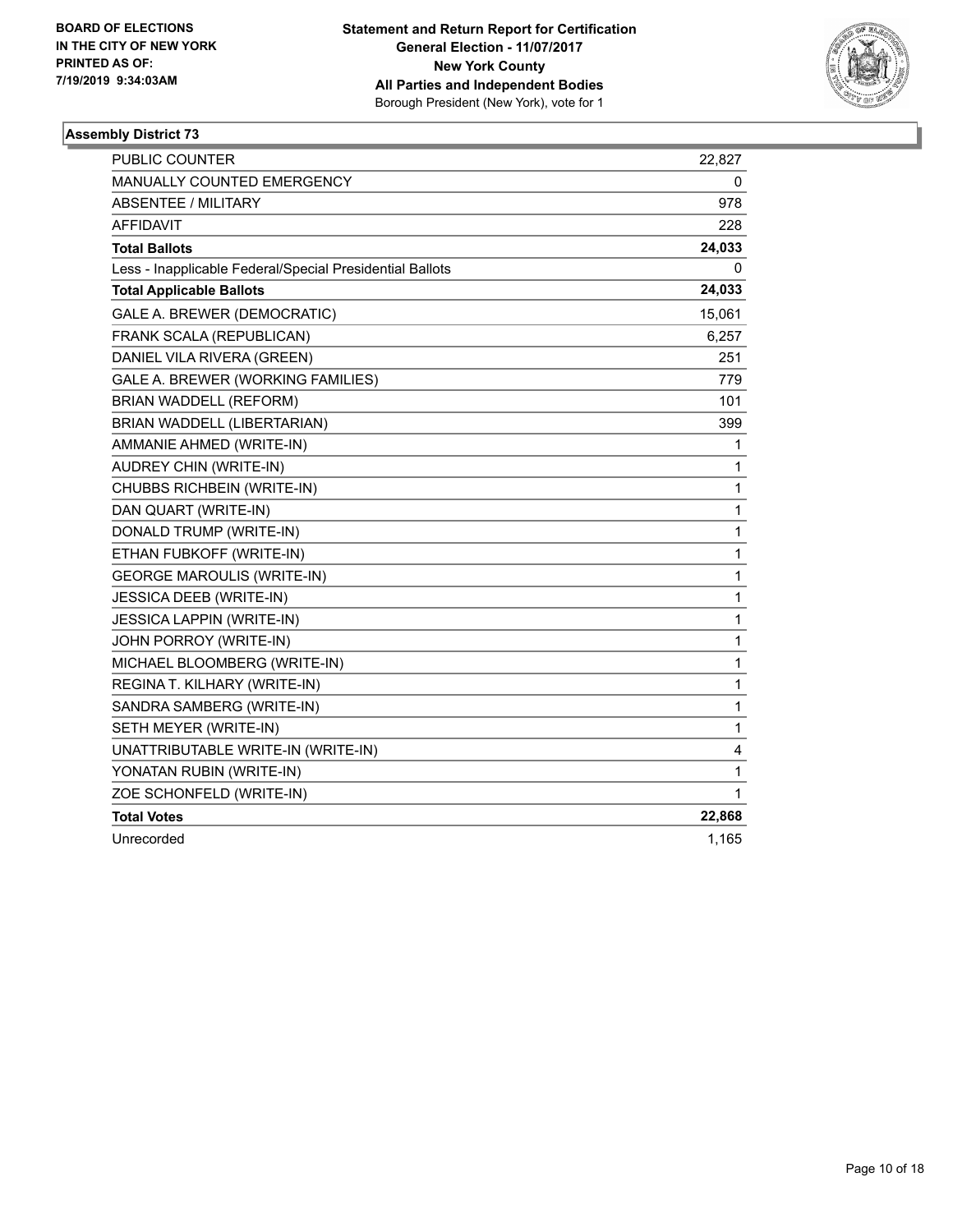BOARD OF ELECTIONS
IN THE CITY OF NEW YORK
PRINTED AS OF:
7/19/2019 9:34:03AM

**Statement and Return Report for Certification**
**General Election - 11/07/2017**
**New York County**
**All Parties and Independent Bodies**
Borough President (New York), vote for 1

### Assembly District 73

| | |
|---|---|
| PUBLIC COUNTER | 22,827 |
| MANUALLY COUNTED EMERGENCY | 0 |
| ABSENTEE / MILITARY | 978 |
| AFFIDAVIT | 228 |
| **Total Ballots** | **24,033** |
| Less - Inapplicable Federal/Special Presidential Ballots | 0 |
| **Total Applicable Ballots** | **24,033** |
| GALE A. BREWER (DEMOCRATIC) | 15,061 |
| FRANK SCALA (REPUBLICAN) | 6,257 |
| DANIEL VILA RIVERA (GREEN) | 251 |
| GALE A. BREWER (WORKING FAMILIES) | 779 |
| BRIAN WADDELL (REFORM) | 101 |
| BRIAN WADDELL (LIBERTARIAN) | 399 |
| AMMANIE AHMED (WRITE-IN) | 1 |
| AUDREY CHIN (WRITE-IN) | 1 |
| CHUBBS RICHBEIN (WRITE-IN) | 1 |
| DAN QUART (WRITE-IN) | 1 |
| DONALD TRUMP (WRITE-IN) | 1 |
| ETHAN FUBKOFF (WRITE-IN) | 1 |
| GEORGE MAROULIS (WRITE-IN) | 1 |
| JESSICA DEEB (WRITE-IN) | 1 |
| JESSICA LAPPIN (WRITE-IN) | 1 |
| JOHN PORROY (WRITE-IN) | 1 |
| MICHAEL BLOOMBERG (WRITE-IN) | 1 |
| REGINA T. KILHARY (WRITE-IN) | 1 |
| SANDRA SAMBERG (WRITE-IN) | 1 |
| SETH MEYER (WRITE-IN) | 1 |
| UNATTRIBUTABLE WRITE-IN (WRITE-IN) | 4 |
| YONATAN RUBIN (WRITE-IN) | 1 |
| ZOE SCHONFELD (WRITE-IN) | 1 |
| **Total Votes** | **22,868** |
| Unrecorded | 1,165 |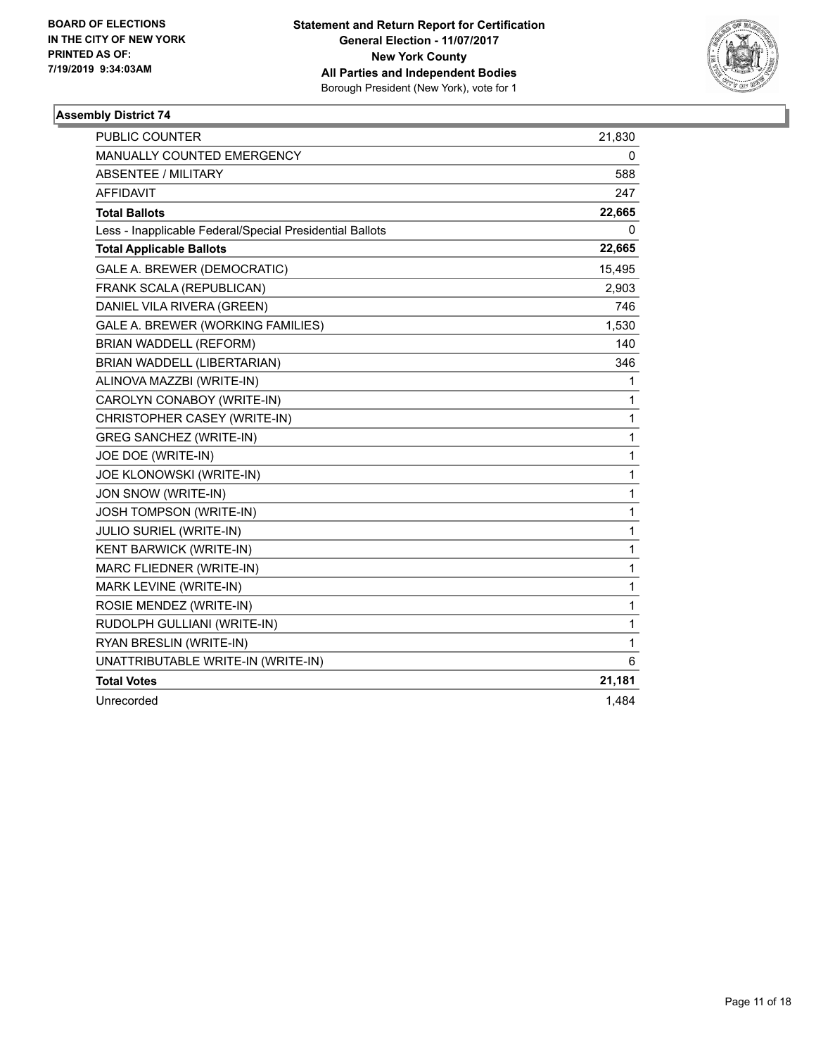**BOARD OF ELECTIONS IN THE CITY OF NEW YORK PRINTED AS OF: 7/19/2019 9:34:03AM**

**Statement and Return Report for Certification General Election - 11/07/2017 New York County All Parties and Independent Bodies**
Borough President (New York), vote for 1

### Assembly District 74

| | |
|---|---|
| PUBLIC COUNTER | 21,830 |
| MANUALLY COUNTED EMERGENCY | 0 |
| ABSENTEE / MILITARY | 588 |
| AFFIDAVIT | 247 |
| **Total Ballots** | **22,665** |
| Less - Inapplicable Federal/Special Presidential Ballots | 0 |
| **Total Applicable Ballots** | **22,665** |
| GALE A. BREWER (DEMOCRATIC) | 15,495 |
| FRANK SCALA (REPUBLICAN) | 2,903 |
| DANIEL VILA RIVERA (GREEN) | 746 |
| GALE A. BREWER (WORKING FAMILIES) | 1,530 |
| BRIAN WADDELL (REFORM) | 140 |
| BRIAN WADDELL (LIBERTARIAN) | 346 |
| ALINOVA MAZZBI (WRITE-IN) | 1 |
| CAROLYN CONABOY (WRITE-IN) | 1 |
| CHRISTOPHER CASEY (WRITE-IN) | 1 |
| GREG SANCHEZ (WRITE-IN) | 1 |
| JOE DOE (WRITE-IN) | 1 |
| JOE KLONOWSKI (WRITE-IN) | 1 |
| JON SNOW (WRITE-IN) | 1 |
| JOSH TOMPSON (WRITE-IN) | 1 |
| JULIO SURIEL (WRITE-IN) | 1 |
| KENT BARWICK (WRITE-IN) | 1 |
| MARC FLIEDNER (WRITE-IN) | 1 |
| MARK LEVINE (WRITE-IN) | 1 |
| ROSIE MENDEZ (WRITE-IN) | 1 |
| RUDOLPH GULLIANI (WRITE-IN) | 1 |
| RYAN BRESLIN (WRITE-IN) | 1 |
| UNATTRIBUTABLE WRITE-IN (WRITE-IN) | 6 |
| **Total Votes** | **21,181** |
| Unrecorded | 1,484 |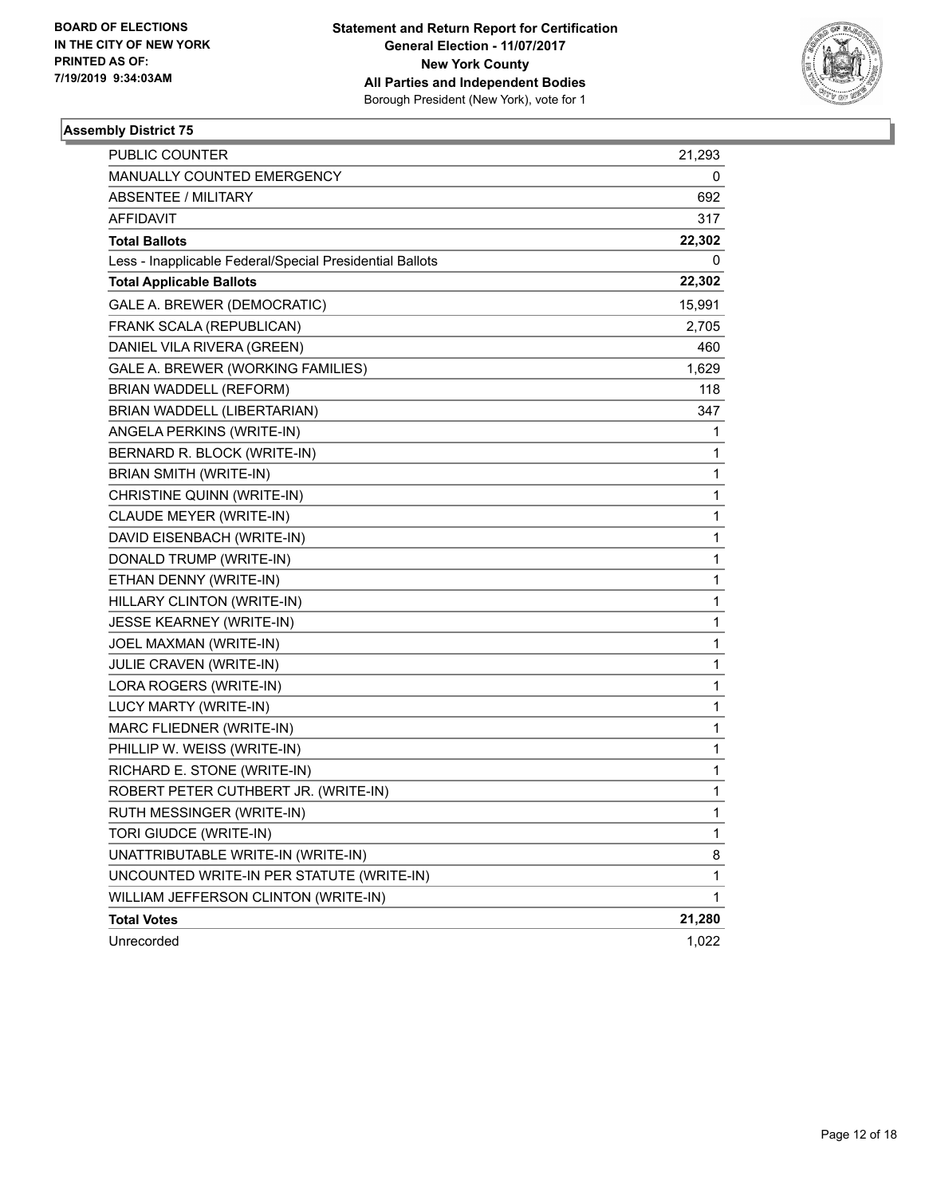**BOARD OF ELECTIONS IN THE CITY OF NEW YORK PRINTED AS OF: 7/19/2019 9:34:03AM**

**Statement and Return Report for Certification General Election - 11/07/2017 New York County All Parties and Independent Bodies** Borough President (New York), vote for 1

## Assembly District 75

| | |
|---|---|
| PUBLIC COUNTER | 21,293 |
| MANUALLY COUNTED EMERGENCY | 0 |
| ABSENTEE / MILITARY | 692 |
| AFFIDAVIT | 317 |
| **Total Ballots** | **22,302** |
| Less - Inapplicable Federal/Special Presidential Ballots | 0 |
| **Total Applicable Ballots** | **22,302** |
| GALE A. BREWER (DEMOCRATIC) | 15,991 |
| FRANK SCALA (REPUBLICAN) | 2,705 |
| DANIEL VILA RIVERA (GREEN) | 460 |
| GALE A. BREWER (WORKING FAMILIES) | 1,629 |
| BRIAN WADDELL (REFORM) | 118 |
| BRIAN WADDELL (LIBERTARIAN) | 347 |
| ANGELA PERKINS (WRITE-IN) | 1 |
| BERNARD R. BLOCK (WRITE-IN) | 1 |
| BRIAN SMITH (WRITE-IN) | 1 |
| CHRISTINE QUINN (WRITE-IN) | 1 |
| CLAUDE MEYER (WRITE-IN) | 1 |
| DAVID EISENBACH (WRITE-IN) | 1 |
| DONALD TRUMP (WRITE-IN) | 1 |
| ETHAN DENNY (WRITE-IN) | 1 |
| HILLARY CLINTON (WRITE-IN) | 1 |
| JESSE KEARNEY (WRITE-IN) | 1 |
| JOEL MAXMAN (WRITE-IN) | 1 |
| JULIE CRAVEN (WRITE-IN) | 1 |
| LORA ROGERS (WRITE-IN) | 1 |
| LUCY MARTY (WRITE-IN) | 1 |
| MARC FLIEDNER (WRITE-IN) | 1 |
| PHILLIP W. WEISS (WRITE-IN) | 1 |
| RICHARD E. STONE (WRITE-IN) | 1 |
| ROBERT PETER CUTHBERT JR. (WRITE-IN) | 1 |
| RUTH MESSINGER (WRITE-IN) | 1 |
| TORI GIUDCE (WRITE-IN) | 1 |
| UNATTRIBUTABLE WRITE-IN (WRITE-IN) | 8 |
| UNCOUNTED WRITE-IN PER STATUTE (WRITE-IN) | 1 |
| WILLIAM JEFFERSON CLINTON (WRITE-IN) | 1 |
| **Total Votes** | **21,280** |
| Unrecorded | 1,022 |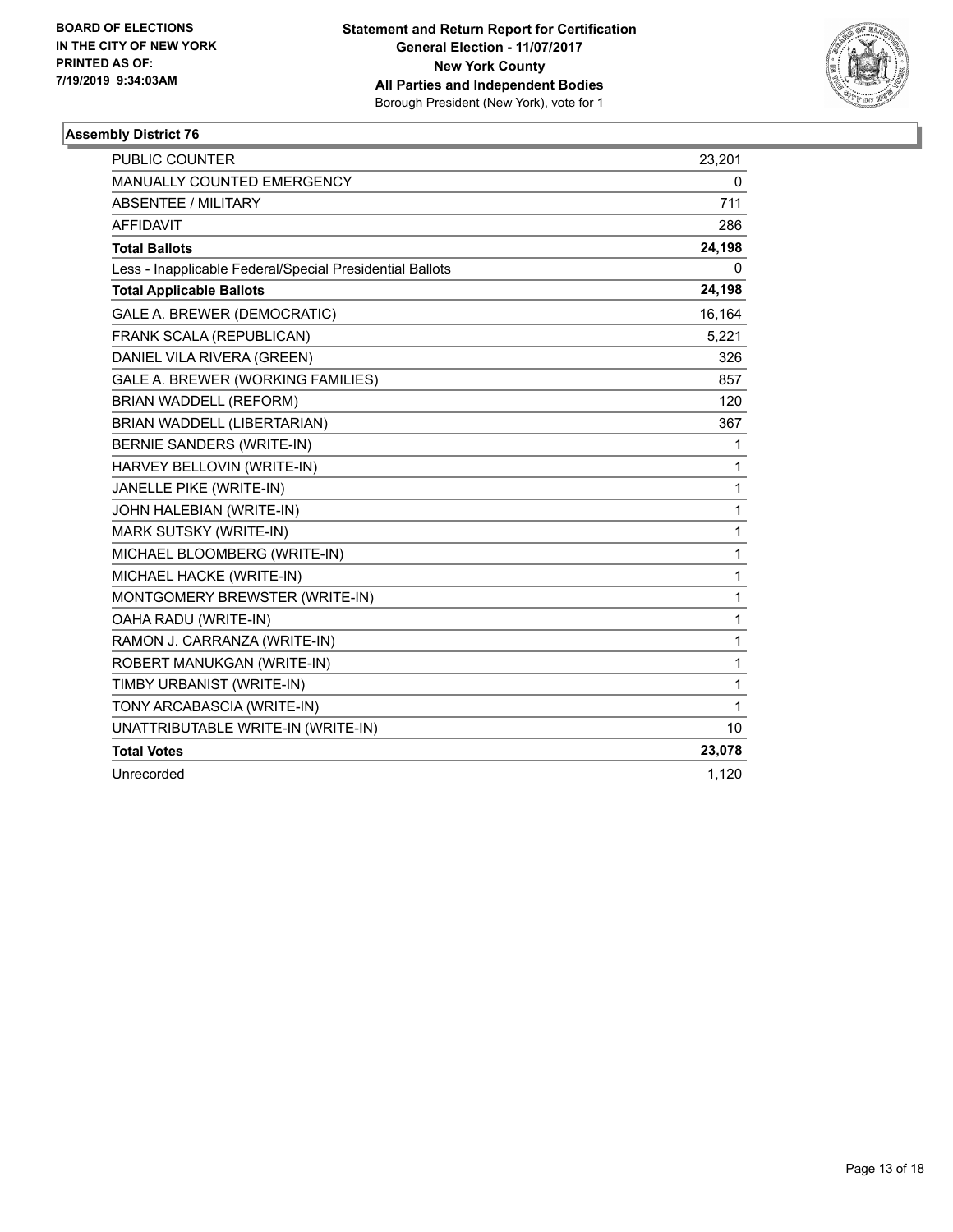BOARD OF ELECTIONS
IN THE CITY OF NEW YORK
PRINTED AS OF:
7/19/2019 9:34:03AM

**Statement and Return Report for Certification**
**General Election - 11/07/2017**
**New York County**
**All Parties and Independent Bodies**
Borough President (New York), vote for 1

## Assembly District 76

| | |
|---|---|
| PUBLIC COUNTER | 23,201 |
| MANUALLY COUNTED EMERGENCY | 0 |
| ABSENTEE / MILITARY | 711 |
| AFFIDAVIT | 286 |
| **Total Ballots** | **24,198** |
| Less - Inapplicable Federal/Special Presidential Ballots | 0 |
| **Total Applicable Ballots** | **24,198** |
| GALE A. BREWER (DEMOCRATIC) | 16,164 |
| FRANK SCALA (REPUBLICAN) | 5,221 |
| DANIEL VILA RIVERA (GREEN) | 326 |
| GALE A. BREWER (WORKING FAMILIES) | 857 |
| BRIAN WADDELL (REFORM) | 120 |
| BRIAN WADDELL (LIBERTARIAN) | 367 |
| BERNIE SANDERS (WRITE-IN) | 1 |
| HARVEY BELLOVIN (WRITE-IN) | 1 |
| JANELLE PIKE (WRITE-IN) | 1 |
| JOHN HALEBIAN (WRITE-IN) | 1 |
| MARK SUTSKY (WRITE-IN) | 1 |
| MICHAEL BLOOMBERG (WRITE-IN) | 1 |
| MICHAEL HACKE (WRITE-IN) | 1 |
| MONTGOMERY BREWSTER (WRITE-IN) | 1 |
| OAHA RADU (WRITE-IN) | 1 |
| RAMON J. CARRANZA (WRITE-IN) | 1 |
| ROBERT MANUKGAN (WRITE-IN) | 1 |
| TIMBY URBANIST (WRITE-IN) | 1 |
| TONY ARCABASCIA (WRITE-IN) | 1 |
| UNATTRIBUTABLE WRITE-IN (WRITE-IN) | 10 |
| **Total Votes** | **23,078** |
| Unrecorded | 1,120 |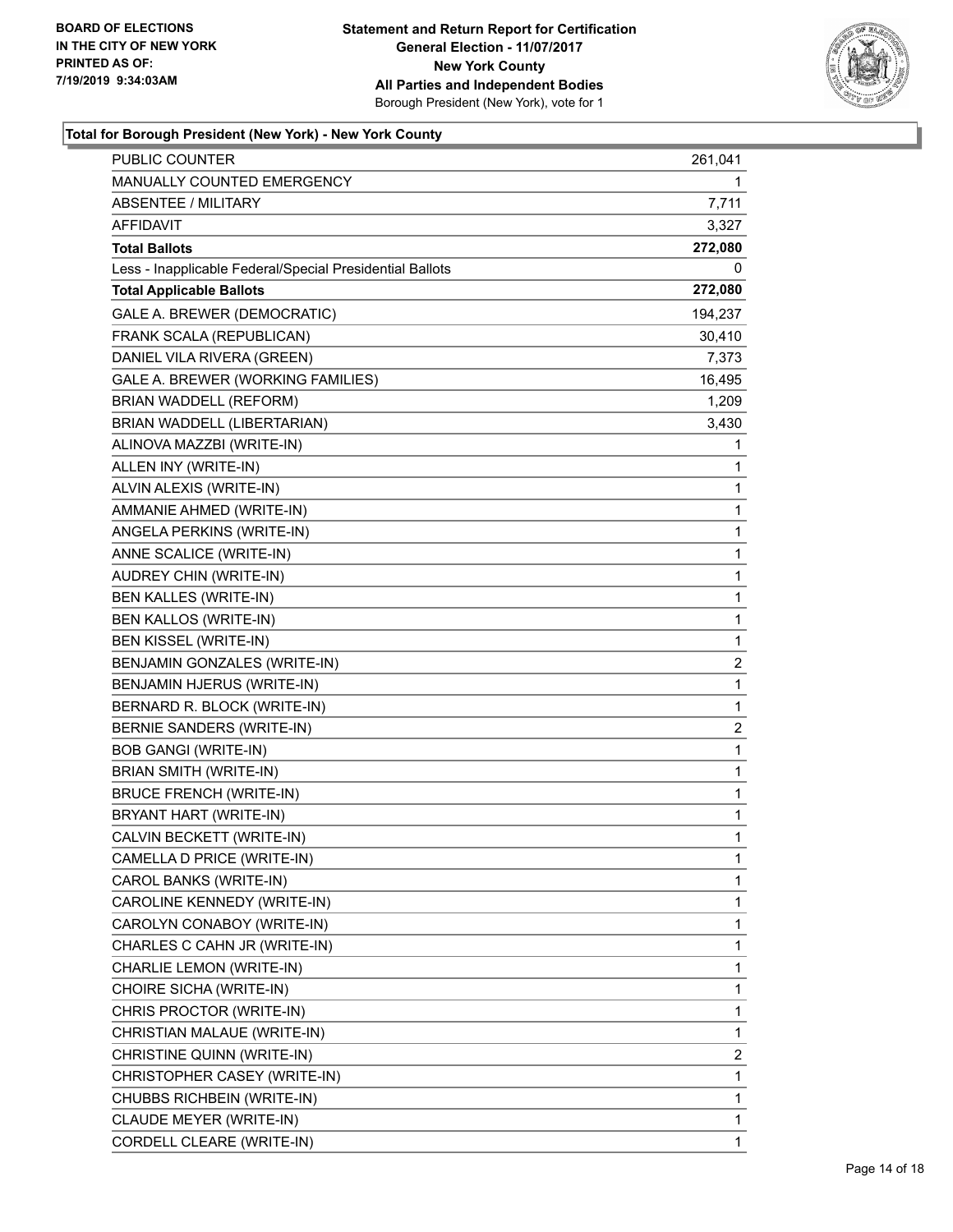**BOARD OF ELECTIONS IN THE CITY OF NEW YORK PRINTED AS OF: 7/19/2019 9:34:03AM**

**Statement and Return Report for Certification General Election - 11/07/2017 New York County All Parties and Independent Bodies**
Borough President (New York), vote for 1

### Total for Borough President (New York) - New York County

| | |
|---|---|
| PUBLIC COUNTER | 261,041 |
| MANUALLY COUNTED EMERGENCY | 1 |
| ABSENTEE / MILITARY | 7,711 |
| AFFIDAVIT | 3,327 |
| **Total Ballots** | **272,080** |
| Less - Inapplicable Federal/Special Presidential Ballots | 0 |
| **Total Applicable Ballots** | **272,080** |
| GALE A. BREWER (DEMOCRATIC) | 194,237 |
| FRANK SCALA (REPUBLICAN) | 30,410 |
| DANIEL VILA RIVERA (GREEN) | 7,373 |
| GALE A. BREWER (WORKING FAMILIES) | 16,495 |
| BRIAN WADDELL (REFORM) | 1,209 |
| BRIAN WADDELL (LIBERTARIAN) | 3,430 |
| ALINOVA MAZZBI (WRITE-IN) | 1 |
| ALLEN INY (WRITE-IN) | 1 |
| ALVIN ALEXIS (WRITE-IN) | 1 |
| AMMANIE AHMED (WRITE-IN) | 1 |
| ANGELA PERKINS (WRITE-IN) | 1 |
| ANNE SCALICE (WRITE-IN) | 1 |
| AUDREY CHIN (WRITE-IN) | 1 |
| BEN KALLES (WRITE-IN) | 1 |
| BEN KALLOS (WRITE-IN) | 1 |
| BEN KISSEL (WRITE-IN) | 1 |
| BENJAMIN GONZALES (WRITE-IN) | 2 |
| BENJAMIN HJERUS (WRITE-IN) | 1 |
| BERNARD R. BLOCK (WRITE-IN) | 1 |
| BERNIE SANDERS (WRITE-IN) | 2 |
| BOB GANGI (WRITE-IN) | 1 |
| BRIAN SMITH (WRITE-IN) | 1 |
| BRUCE FRENCH (WRITE-IN) | 1 |
| BRYANT HART (WRITE-IN) | 1 |
| CALVIN BECKETT (WRITE-IN) | 1 |
| CAMELLA D PRICE (WRITE-IN) | 1 |
| CAROL BANKS (WRITE-IN) | 1 |
| CAROLINE KENNEDY (WRITE-IN) | 1 |
| CAROLYN CONABOY (WRITE-IN) | 1 |
| CHARLES C CAHN JR (WRITE-IN) | 1 |
| CHARLIE LEMON (WRITE-IN) | 1 |
| CHOIRE SICHA (WRITE-IN) | 1 |
| CHRIS PROCTOR (WRITE-IN) | 1 |
| CHRISTIAN MALAUE (WRITE-IN) | 1 |
| CHRISTINE QUINN (WRITE-IN) | 2 |
| CHRISTOPHER CASEY (WRITE-IN) | 1 |
| CHUBBS RICHBEIN (WRITE-IN) | 1 |
| CLAUDE MEYER (WRITE-IN) | 1 |
| CORDELL CLEARE (WRITE-IN) | 1 |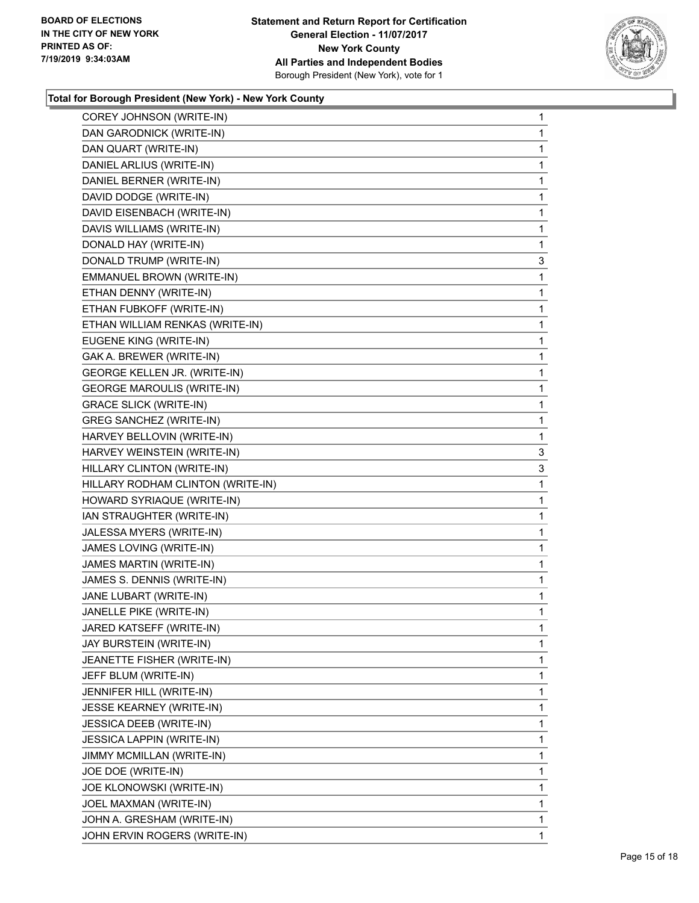**Total for Borough President (New York) - New York County**

| | |
|---|---|
| COREY JOHNSON (WRITE-IN) | 1 |
| DAN GARODNICK (WRITE-IN) | 1 |
| DAN QUART (WRITE-IN) | 1 |
| DANIEL ARLIUS (WRITE-IN) | 1 |
| DANIEL BERNER (WRITE-IN) | 1 |
| DAVID DODGE (WRITE-IN) | 1 |
| DAVID EISENBACH (WRITE-IN) | 1 |
| DAVIS WILLIAMS (WRITE-IN) | 1 |
| DONALD HAY (WRITE-IN) | 1 |
| DONALD TRUMP (WRITE-IN) | 3 |
| EMMANUEL BROWN (WRITE-IN) | 1 |
| ETHAN DENNY (WRITE-IN) | 1 |
| ETHAN FUBKOFF (WRITE-IN) | 1 |
| ETHAN WILLIAM RENKAS (WRITE-IN) | 1 |
| EUGENE KING (WRITE-IN) | 1 |
| GAK A. BREWER (WRITE-IN) | 1 |
| GEORGE KELLEN JR. (WRITE-IN) | 1 |
| GEORGE MAROULIS (WRITE-IN) | 1 |
| GRACE SLICK (WRITE-IN) | 1 |
| GREG SANCHEZ (WRITE-IN) | 1 |
| HARVEY BELLOVIN (WRITE-IN) | 1 |
| HARVEY WEINSTEIN (WRITE-IN) | 3 |
| HILLARY CLINTON (WRITE-IN) | 3 |
| HILLARY RODHAM CLINTON (WRITE-IN) | 1 |
| HOWARD SYRIAQUE (WRITE-IN) | 1 |
| IAN STRAUGHTER (WRITE-IN) | 1 |
| JALESSA MYERS (WRITE-IN) | 1 |
| JAMES LOVING (WRITE-IN) | 1 |
| JAMES MARTIN (WRITE-IN) | 1 |
| JAMES S. DENNIS (WRITE-IN) | 1 |
| JANE LUBART (WRITE-IN) | 1 |
| JANELLE PIKE (WRITE-IN) | 1 |
| JARED KATSEFF (WRITE-IN) | 1 |
| JAY BURSTEIN (WRITE-IN) | 1 |
| JEANETTE FISHER (WRITE-IN) | 1 |
| JEFF BLUM (WRITE-IN) | 1 |
| JENNIFER HILL (WRITE-IN) | 1 |
| JESSE KEARNEY (WRITE-IN) | 1 |
| JESSICA DEEB (WRITE-IN) | 1 |
| JESSICA LAPPIN (WRITE-IN) | 1 |
| JIMMY MCMILLAN (WRITE-IN) | 1 |
| JOE DOE (WRITE-IN) | 1 |
| JOE KLONOWSKI (WRITE-IN) | 1 |
| JOEL MAXMAN (WRITE-IN) | 1 |
| JOHN A. GRESHAM (WRITE-IN) | 1 |
| JOHN ERVIN ROGERS (WRITE-IN) | 1 |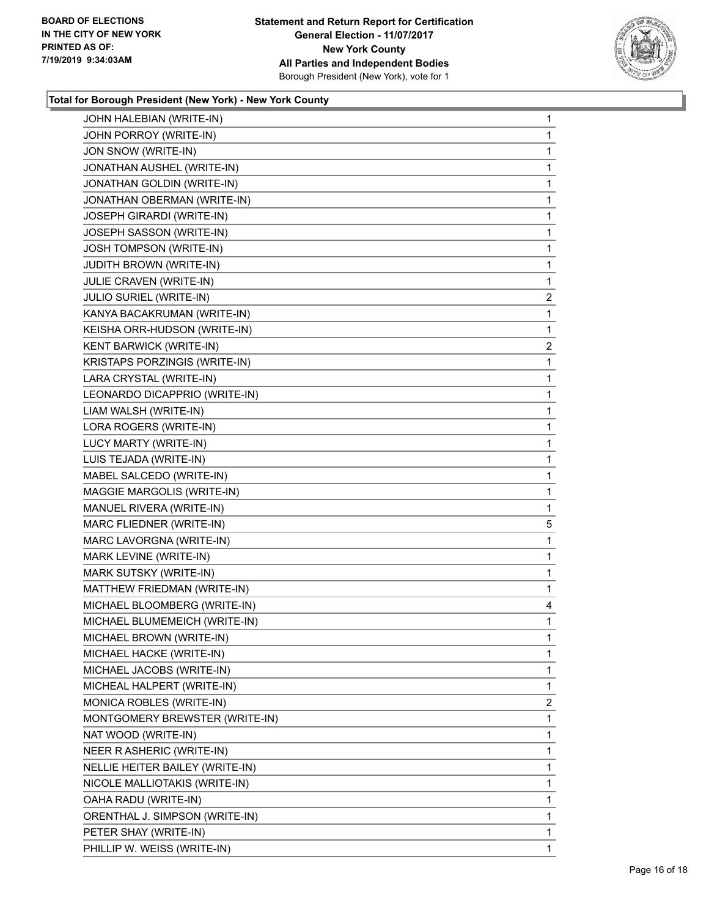**Total for Borough President (New York) - New York County**

| | |
|---|---|
| JOHN HALEBIAN (WRITE-IN) | 1 |
| JOHN PORROY (WRITE-IN) | 1 |
| JON SNOW (WRITE-IN) | 1 |
| JONATHAN AUSHEL (WRITE-IN) | 1 |
| JONATHAN GOLDIN (WRITE-IN) | 1 |
| JONATHAN OBERMAN (WRITE-IN) | 1 |
| JOSEPH GIRARDI (WRITE-IN) | 1 |
| JOSEPH SASSON (WRITE-IN) | 1 |
| JOSH TOMPSON (WRITE-IN) | 1 |
| JUDITH BROWN (WRITE-IN) | 1 |
| JULIE CRAVEN (WRITE-IN) | 1 |
| JULIO SURIEL (WRITE-IN) | 2 |
| KANYA BACAKRUMAN (WRITE-IN) | 1 |
| KEISHA ORR-HUDSON (WRITE-IN) | 1 |
| KENT BARWICK (WRITE-IN) | 2 |
| KRISTAPS PORZINGIS (WRITE-IN) | 1 |
| LARA CRYSTAL (WRITE-IN) | 1 |
| LEONARDO DICAPPRIO (WRITE-IN) | 1 |
| LIAM WALSH (WRITE-IN) | 1 |
| LORA ROGERS (WRITE-IN) | 1 |
| LUCY MARTY (WRITE-IN) | 1 |
| LUIS TEJADA (WRITE-IN) | 1 |
| MABEL SALCEDO (WRITE-IN) | 1 |
| MAGGIE MARGOLIS (WRITE-IN) | 1 |
| MANUEL RIVERA (WRITE-IN) | 1 |
| MARC FLIEDNER (WRITE-IN) | 5 |
| MARC LAVORGNA (WRITE-IN) | 1 |
| MARK LEVINE (WRITE-IN) | 1 |
| MARK SUTSKY (WRITE-IN) | 1 |
| MATTHEW FRIEDMAN (WRITE-IN) | 1 |
| MICHAEL BLOOMBERG (WRITE-IN) | 4 |
| MICHAEL BLUMEMEICH (WRITE-IN) | 1 |
| MICHAEL BROWN (WRITE-IN) | 1 |
| MICHAEL HACKE (WRITE-IN) | 1 |
| MICHAEL JACOBS (WRITE-IN) | 1 |
| MICHEAL HALPERT (WRITE-IN) | 1 |
| MONICA ROBLES (WRITE-IN) | 2 |
| MONTGOMERY BREWSTER (WRITE-IN) | 1 |
| NAT WOOD (WRITE-IN) | 1 |
| NEER R ASHERIC (WRITE-IN) | 1 |
| NELLIE HEITER BAILEY (WRITE-IN) | 1 |
| NICOLE MALLIOTAKIS (WRITE-IN) | 1 |
| OAHA RADU (WRITE-IN) | 1 |
| ORENTHAL J. SIMPSON (WRITE-IN) | 1 |
| PETER SHAY (WRITE-IN) | 1 |
| PHILLIP W. WEISS (WRITE-IN) | 1 |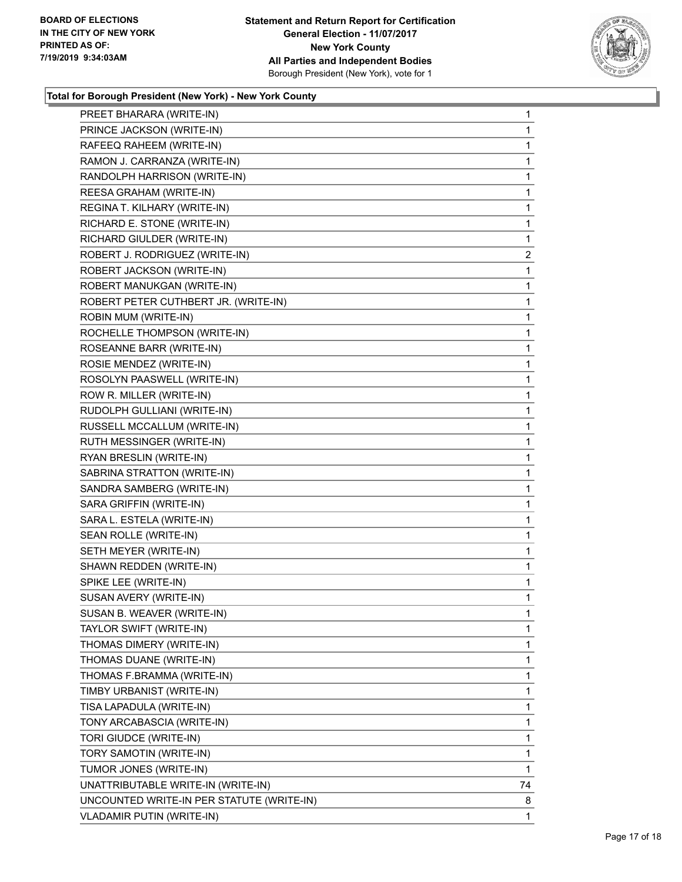**Statement and Return Report for Certification**
**General Election - 11/07/2017**
**New York County**
**All Parties and Independent Bodies**
Borough President (New York), vote for 1

BOARD OF ELECTIONS
IN THE CITY OF NEW YORK
PRINTED AS OF:
7/19/2019 9:34:03AM

**Total for Borough President (New York) - New York County**

| | |
|---|---|
| PREET BHARARA (WRITE-IN) | 1 |
| PRINCE JACKSON (WRITE-IN) | 1 |
| RAFEEQ RAHEEM (WRITE-IN) | 1 |
| RAMON J. CARRANZA (WRITE-IN) | 1 |
| RANDOLPH HARRISON (WRITE-IN) | 1 |
| REESA GRAHAM (WRITE-IN) | 1 |
| REGINA T. KILHARY (WRITE-IN) | 1 |
| RICHARD E. STONE (WRITE-IN) | 1 |
| RICHARD GIULDER (WRITE-IN) | 1 |
| ROBERT J. RODRIGUEZ (WRITE-IN) | 2 |
| ROBERT JACKSON (WRITE-IN) | 1 |
| ROBERT MANUKGAN (WRITE-IN) | 1 |
| ROBERT PETER CUTHBERT JR. (WRITE-IN) | 1 |
| ROBIN MUM (WRITE-IN) | 1 |
| ROCHELLE THOMPSON (WRITE-IN) | 1 |
| ROSEANNE BARR (WRITE-IN) | 1 |
| ROSIE MENDEZ (WRITE-IN) | 1 |
| ROSOLYN PAASWELL (WRITE-IN) | 1 |
| ROW R. MILLER (WRITE-IN) | 1 |
| RUDOLPH GULLIANI (WRITE-IN) | 1 |
| RUSSELL MCCALLUM (WRITE-IN) | 1 |
| RUTH MESSINGER (WRITE-IN) | 1 |
| RYAN BRESLIN (WRITE-IN) | 1 |
| SABRINA STRATTON (WRITE-IN) | 1 |
| SANDRA SAMBERG (WRITE-IN) | 1 |
| SARA GRIFFIN (WRITE-IN) | 1 |
| SARA L. ESTELA (WRITE-IN) | 1 |
| SEAN ROLLE (WRITE-IN) | 1 |
| SETH MEYER (WRITE-IN) | 1 |
| SHAWN REDDEN (WRITE-IN) | 1 |
| SPIKE LEE (WRITE-IN) | 1 |
| SUSAN AVERY (WRITE-IN) | 1 |
| SUSAN B. WEAVER (WRITE-IN) | 1 |
| TAYLOR SWIFT (WRITE-IN) | 1 |
| THOMAS DIMERY (WRITE-IN) | 1 |
| THOMAS DUANE (WRITE-IN) | 1 |
| THOMAS F.BRAMMA (WRITE-IN) | 1 |
| TIMBY URBANIST (WRITE-IN) | 1 |
| TISA LAPADULA (WRITE-IN) | 1 |
| TONY ARCABASCIA (WRITE-IN) | 1 |
| TORI GIUDCE (WRITE-IN) | 1 |
| TORY SAMOTIN (WRITE-IN) | 1 |
| TUMOR JONES (WRITE-IN) | 1 |
| UNATTRIBUTABLE WRITE-IN (WRITE-IN) | 74 |
| UNCOUNTED WRITE-IN PER STATUTE (WRITE-IN) | 8 |
| VLADAMIR PUTIN (WRITE-IN) | 1 |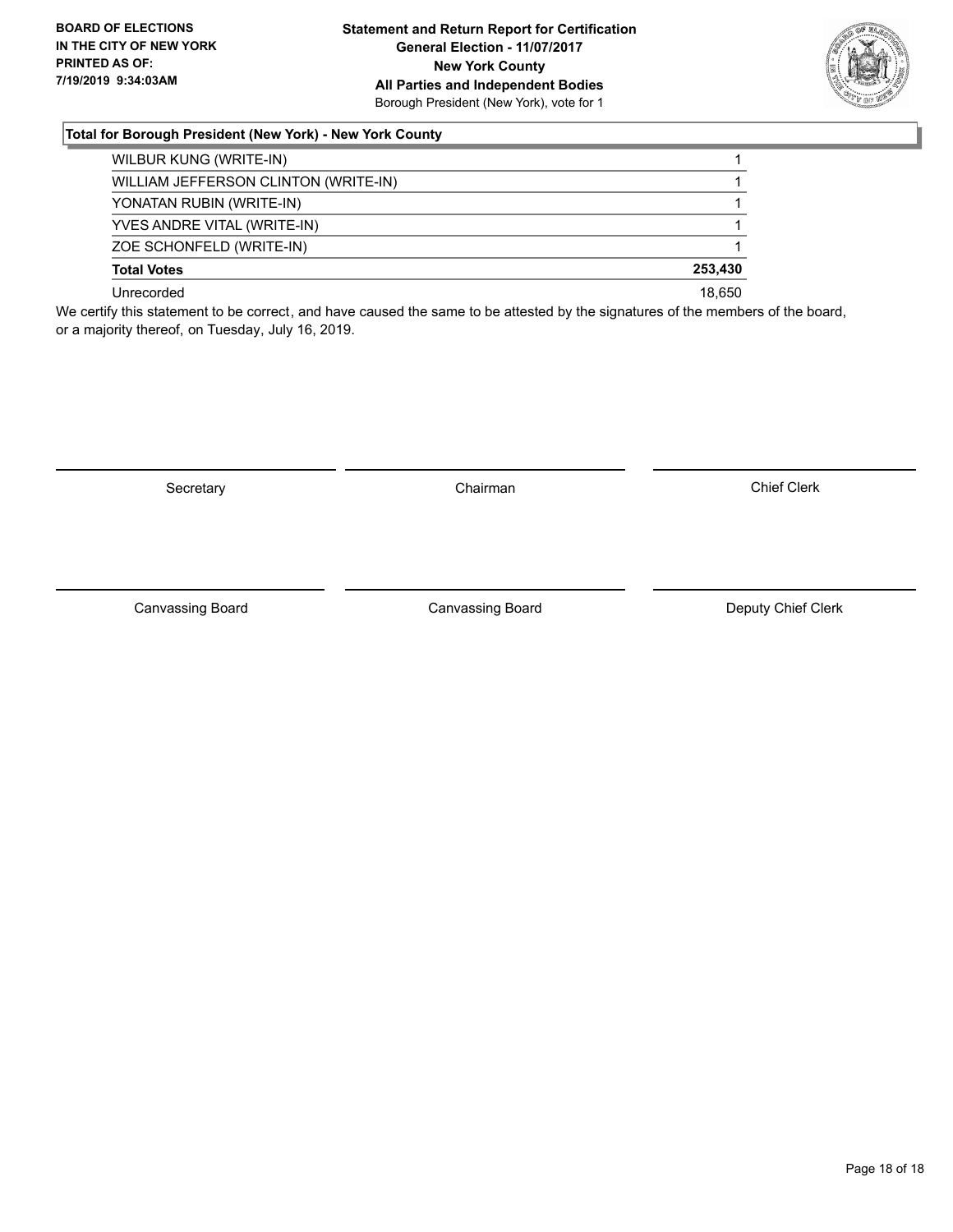**BOARD OF ELECTIONS IN THE CITY OF NEW YORK PRINTED AS OF: 7/19/2019 9:34:03AM**

**Statement and Return Report for Certification General Election - 11/07/2017 New York County All Parties and Independent Bodies**
Borough President (New York), vote for 1

### Total for Borough President (New York) - New York County

| | |
|---|---|
| WILBUR KUNG (WRITE-IN) | 1 |
| WILLIAM JEFFERSON CLINTON (WRITE-IN) | 1 |
| YONATAN RUBIN (WRITE-IN) | 1 |
| YVES ANDRE VITAL (WRITE-IN) | 1 |
| ZOE SCHONFELD (WRITE-IN) | 1 |
| **Total Votes** | **253,430** |
| Unrecorded | 18,650 |

We certify this statement to be correct, and have caused the same to be attested by the signatures of the members of the board, or a majority thereof, on Tuesday, July 16, 2019.

Secretary

Chairman

Chief Clerk

Canvassing Board

Canvassing Board

Deputy Chief Clerk